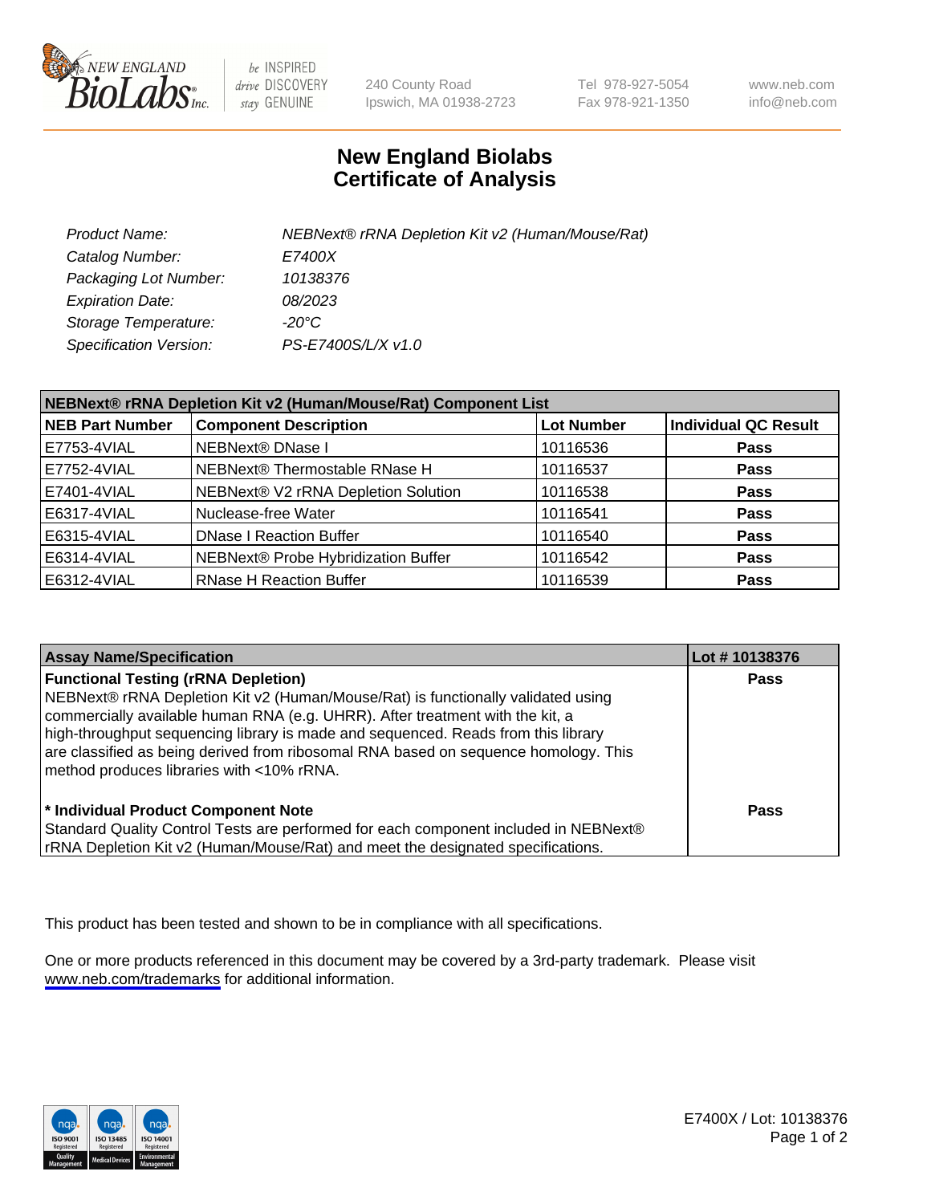# New England Biolabs
# Certificate of Analysis

| | |
|---|---|
| *Product Name:* | *NEBNext® rRNA Depletion Kit v2 (Human/Mouse/Rat)* |
| *Catalog Number:* | *E7400X* |
| *Packaging Lot Number:* | *10138376* |
| *Expiration Date:* | *08/2023* |
| *Storage Temperature:* | *-20°C* |
| *Specification Version:* | *PS-E7400S/L/X v1.0* |

**NEBNext® rRNA Depletion Kit v2 (Human/Mouse/Rat) Component List**

| NEB Part Number | Component Description | Lot Number | Individual QC Result |
|---|---|---|---|
| E7753-4VIAL | NEBNext® DNase I | 10116536 | **Pass** |
| E7752-4VIAL | NEBNext® Thermostable RNase H | 10116537 | **Pass** |
| E7401-4VIAL | NEBNext® V2 rRNA Depletion Solution | 10116538 | **Pass** |
| E6317-4VIAL | Nuclease-free Water | 10116541 | **Pass** |
| E6315-4VIAL | DNase I Reaction Buffer | 10116540 | **Pass** |
| E6314-4VIAL | NEBNext® Probe Hybridization Buffer | 10116542 | **Pass** |
| E6312-4VIAL | RNase H Reaction Buffer | 10116539 | **Pass** |

| Assay Name/Specification | Lot # 10138376 |
|---|---|
| **Functional Testing (rRNA Depletion)** NEBNext® rRNA Depletion Kit v2 (Human/Mouse/Rat) is functionally validated using commercially available human RNA (e.g. UHRR). After treatment with the kit, a high-throughput sequencing library is made and sequenced. Reads from this library are classified as being derived from ribosomal RNA based on sequence homology. This method produces libraries with <10% rRNA. | **Pass** |
| **\* Individual Product Component Note** Standard Quality Control Tests are performed for each component included in NEBNext® rRNA Depletion Kit v2 (Human/Mouse/Rat) and meet the designated specifications. | **Pass** |

This product has been tested and shown to be in compliance with all specifications.

One or more products referenced in this document may be covered by a 3rd-party trademark. Please visit www.neb.com/trademarks for additional information.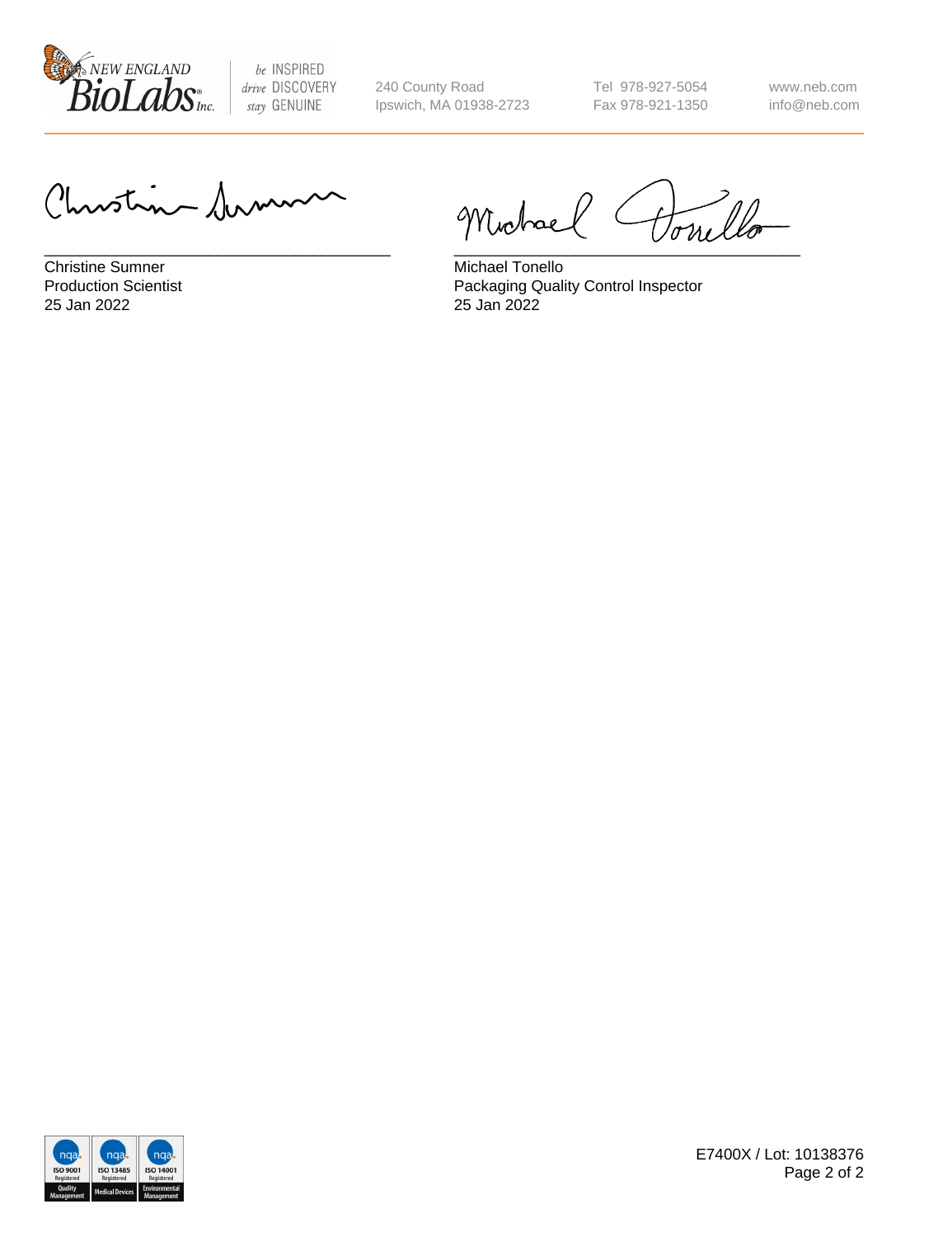Christine Sumner
Production Scientist
25 Jan 2022

Michael Tonello
Packaging Quality Control Inspector
25 Jan 2022

E7400X / Lot: 10138376